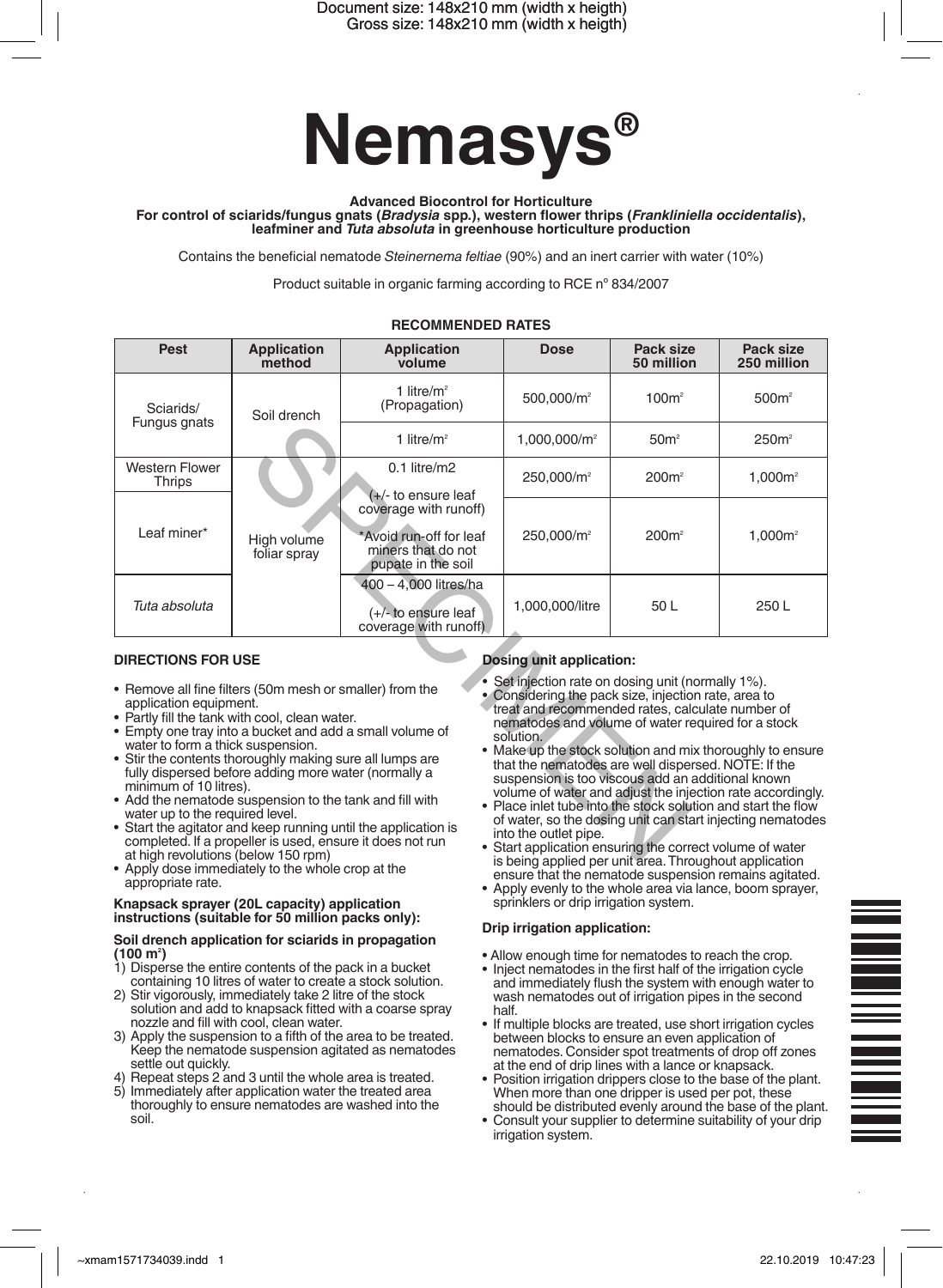# Nemasys®

**Advanced Biocontrol for Horticulture**
**For control of sciarids/fungus gnats (*Bradysia* spp.), western flower thrips (*Frankliniella occidentalis*), leafminer and *Tuta absoluta* in greenhouse horticulture production**

Contains the beneficial nematode *Steinernema feltiae* (90%) and an inert carrier with water (10%)

Product suitable in organic farming according to RCE n° 834/2007

**RECOMMENDED RATES**

| Pest | Application method | Application volume | Dose | Pack size 50 million | Pack size 250 million |
|---|---|---|---|---|---|
| Sciarids/ Fungus gnats | Soil drench | 1 litre/m² (Propagation) | 500,000/m² | 100m² | 500m² |
| | | 1 litre/m² | 1,000,000/m² | 50m² | 250m² |
| Western Flower Thrips | High volume foliar spray | 0.1 litre/m2 (+/- to ensure leaf coverage with runoff) | 250,000/m² | 200m² | 1,000m² |
| Leaf miner* | | *Avoid run-off for leaf miners that do not pupate in the soil | 250,000/m² | 200m² | 1,000m² |
| *Tuta absoluta* | | 400 – 4,000 litres/ha (+/- to ensure leaf coverage with runoff) | 1,000,000/litre | 50 L | 250 L |

## DIRECTIONS FOR USE

- Remove all fine filters (50m mesh or smaller) from the application equipment.
- Partly fill the tank with cool, clean water.
- Empty one tray into a bucket and add a small volume of water to form a thick suspension.
- Stir the contents thoroughly making sure all lumps are fully dispersed before adding more water (normally a minimum of 10 litres).
- Add the nematode suspension to the tank and fill with water up to the required level.
- Start the agitator and keep running until the application is completed. If a propeller is used, ensure it does not run at high revolutions (below 150 rpm)
- Apply dose immediately to the whole crop at the appropriate rate.

**Knapsack sprayer (20L capacity) application instructions (suitable for 50 million packs only):**

**Soil drench application for sciarids in propagation (100 m²)**

1) Disperse the entire contents of the pack in a bucket containing 10 litres of water to create a stock solution.
2) Stir vigorously, immediately take 2 litre of the stock solution and add to knapsack fitted with a coarse spray nozzle and fill with cool, clean water.
3) Apply the suspension to a fifth of the area to be treated. Keep the nematode suspension agitated as nematodes settle out quickly.
4) Repeat steps 2 and 3 until the whole area is treated.
5) Immediately after application water the treated area thoroughly to ensure nematodes are washed into the soil.

**Dosing unit application:**

- Set injection rate on dosing unit (normally 1%).
- Considering the pack size, injection rate, area to treat and recommended rates, calculate number of nematodes and volume of water required for a stock solution.
- Make up the stock solution and mix thoroughly to ensure that the nematodes are well dispersed. NOTE: If the suspension is too viscous add an additional known volume of water and adjust the injection rate accordingly.
- Place inlet tube into the stock solution and start the flow of water, so the dosing unit can start injecting nematodes into the outlet pipe.
- Start application ensuring the correct volume of water is being applied per unit area. Throughout application ensure that the nematode suspension remains agitated.
- Apply evenly to the whole area via lance, boom sprayer, sprinklers or drip irrigation system.

**Drip irrigation application:**

- Allow enough time for nematodes to reach the crop.
- Inject nematodes in the first half of the irrigation cycle and immediately flush the system with enough water to wash nematodes out of irrigation pipes in the second half.
- If multiple blocks are treated, use short irrigation cycles between blocks to ensure an even application of nematodes. Consider spot treatments of drop off zones at the end of drip lines with a lance or knapsack.
- Position irrigation drippers close to the base of the plant. When more than one dripper is used per pot, these should be distributed evenly around the base of the plant.
- Consult your supplier to determine suitability of your drip irrigation system.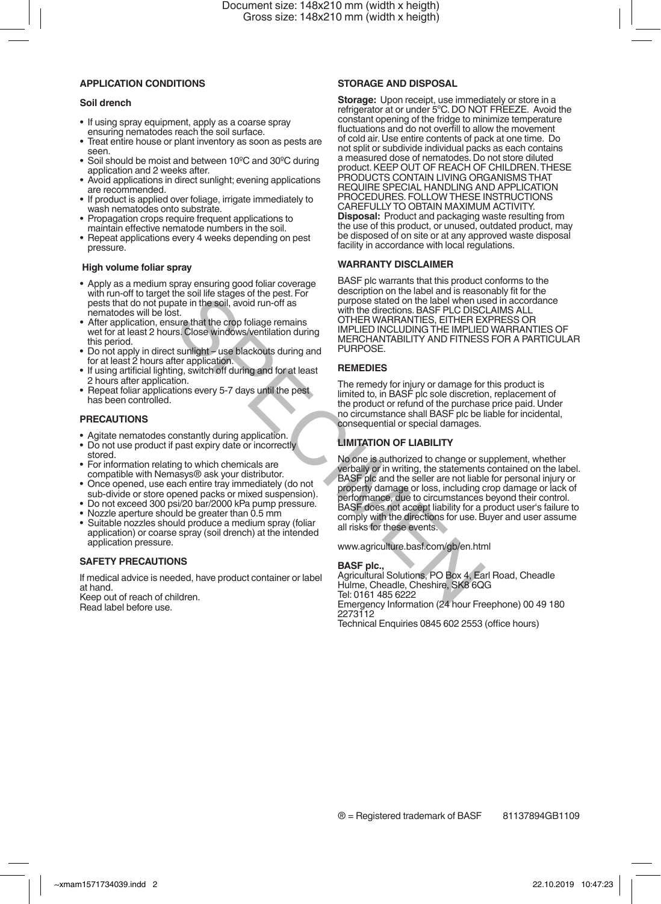## APPLICATION CONDITIONS

### Soil drench

- If using spray equipment, apply as a coarse spray ensuring nematodes reach the soil surface.
- Treat entire house or plant inventory as soon as pests are seen.
- Soil should be moist and between 10ºC and 30ºC during application and 2 weeks after.
- Avoid applications in direct sunlight; evening applications are recommended.
- If product is applied over foliage, irrigate immediately to wash nematodes onto substrate.
- Propagation crops require frequent applications to maintain effective nematode numbers in the soil.
- Repeat applications every 4 weeks depending on pest pressure.

### High volume foliar spray

- Apply as a medium spray ensuring good foliar coverage with run-off to target the soil life stages of the pest. For pests that do not pupate in the soil, avoid run-off as nematodes will be lost.
- After application, ensure that the crop foliage remains wet for at least 2 hours. Close windows/ventilation during this period.
- Do not apply in direct sunlight – use blackouts during and for at least 2 hours after application.
- If using artificial lighting, switch off during and for at least 2 hours after application.
- Repeat foliar applications every 5-7 days until the pest has been controlled.

## PRECAUTIONS

- Agitate nematodes constantly during application.
- Do not use product if past expiry date or incorrectly stored.
- For information relating to which chemicals are compatible with Nemasys® ask your distributor.
- Once opened, use each entire tray immediately (do not sub-divide or store opened packs or mixed suspension).
- Do not exceed 300 psi/20 bar/2000 kPa pump pressure.
- Nozzle aperture should be greater than 0.5 mm
- Suitable nozzles should produce a medium spray (foliar application) or coarse spray (soil drench) at the intended application pressure.

## SAFETY PRECAUTIONS

If medical advice is needed, have product container or label at hand.
Keep out of reach of children.
Read label before use.

## STORAGE AND DISPOSAL

**Storage:** Upon receipt, use immediately or store in a refrigerator at or under 5°C. DO NOT FREEZE. Avoid the constant opening of the fridge to minimize temperature fluctuations and do not overfill to allow the movement of cold air. Use entire contents of pack at one time. Do not split or subdivide individual packs as each contains a measured dose of nematodes. Do not store diluted product. KEEP OUT OF REACH OF CHILDREN. THESE PRODUCTS CONTAIN LIVING ORGANISMS THAT REQUIRE SPECIAL HANDLING AND APPLICATION PROCEDURES. FOLLOW THESE INSTRUCTIONS CAREFULLY TO OBTAIN MAXIMUM ACTIVITY.
**Disposal:** Product and packaging waste resulting from the use of this product, or unused, outdated product, may be disposed of on site or at any approved waste disposal facility in accordance with local regulations.

## WARRANTY DISCLAIMER

BASF plc warrants that this product conforms to the description on the label and is reasonably fit for the purpose stated on the label when used in accordance with the directions. BASF PLC DISCLAIMS ALL OTHER WARRANTIES, EITHER EXPRESS OR IMPLIED INCLUDING THE IMPLIED WARRANTIES OF MERCHANTABILITY AND FITNESS FOR A PARTICULAR PURPOSE.

## REMEDIES

The remedy for injury or damage for this product is limited to, in BASF plc sole discretion, replacement of the product or refund of the purchase price paid. Under no circumstance shall BASF plc be liable for incidental, consequential or special damages.

## LIMITATION OF LIABILITY

No one is authorized to change or supplement, whether verbally or in writing, the statements contained on the label. BASF plc and the seller are not liable for personal injury or property damage or loss, including crop damage or lack of performance, due to circumstances beyond their control. BASF does not accept liability for a product user's failure to comply with the directions for use. Buyer and user assume all risks for these events.

www.agriculture.basf.com/gb/en.html

**BASF plc.,**
Agricultural Solutions, PO Box 4, Earl Road, Cheadle Hulme, Cheadle, Cheshire, SK8 6QG
Tel: 0161 485 6222
Emergency Information (24 hour Freephone) 00 49 180 2273112
Technical Enquiries 0845 602 2553 (office hours)

® = Registered trademark of BASF 81137894GB1109